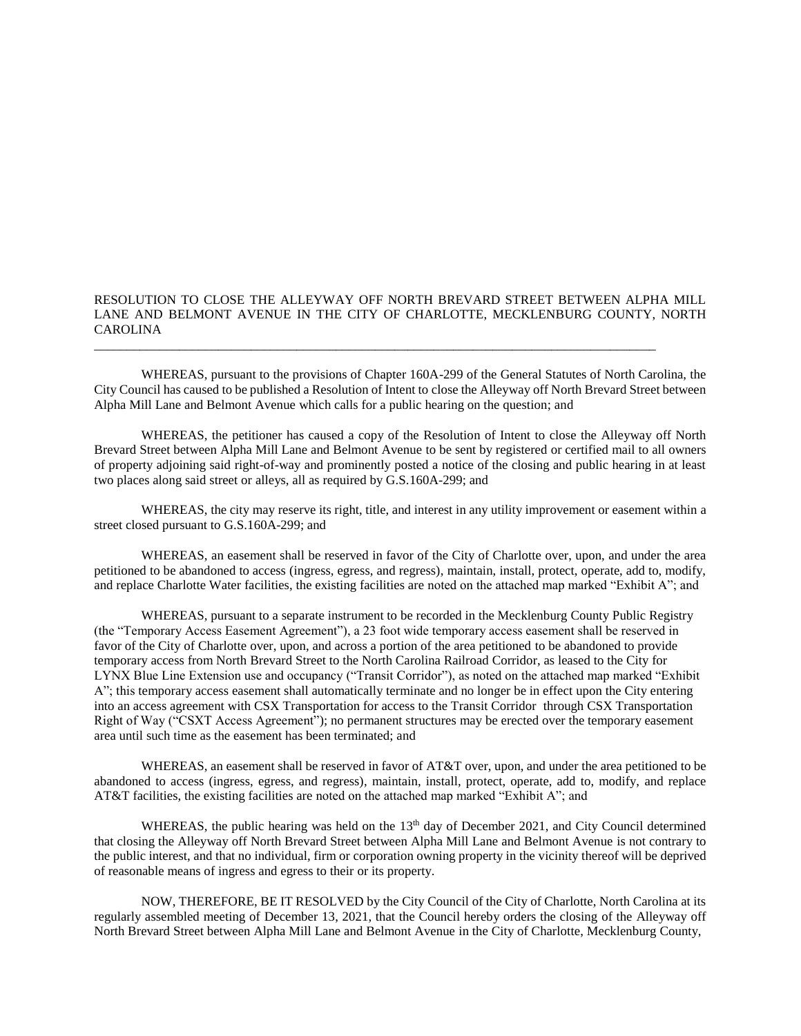RESOLUTION TO CLOSE THE ALLEYWAY OFF NORTH BREVARD STREET BETWEEN ALPHA MILL LANE AND BELMONT AVENUE IN THE CITY OF CHARLOTTE, MECKLENBURG COUNTY, NORTH CAROLINA

---

WHEREAS, pursuant to the provisions of Chapter 160A-299 of the General Statutes of North Carolina, the City Council has caused to be published a Resolution of Intent to close the Alleyway off North Brevard Street between Alpha Mill Lane and Belmont Avenue which calls for a public hearing on the question; and

WHEREAS, the petitioner has caused a copy of the Resolution of Intent to close the Alleyway off North Brevard Street between Alpha Mill Lane and Belmont Avenue to be sent by registered or certified mail to all owners of property adjoining said right-of-way and prominently posted a notice of the closing and public hearing in at least two places along said street or alleys, all as required by G.S.160A-299; and

WHEREAS, the city may reserve its right, title, and interest in any utility improvement or easement within a street closed pursuant to G.S.160A-299; and

WHEREAS, an easement shall be reserved in favor of the City of Charlotte over, upon, and under the area petitioned to be abandoned to access (ingress, egress, and regress), maintain, install, protect, operate, add to, modify, and replace Charlotte Water facilities, the existing facilities are noted on the attached map marked "Exhibit A"; and

WHEREAS, pursuant to a separate instrument to be recorded in the Mecklenburg County Public Registry (the "Temporary Access Easement Agreement"), a 23 foot wide temporary access easement shall be reserved in favor of the City of Charlotte over, upon, and across a portion of the area petitioned to be abandoned to provide temporary access from North Brevard Street to the North Carolina Railroad Corridor, as leased to the City for LYNX Blue Line Extension use and occupancy ("Transit Corridor"), as noted on the attached map marked "Exhibit A"; this temporary access easement shall automatically terminate and no longer be in effect upon the City entering into an access agreement with CSX Transportation for access to the Transit Corridor through CSX Transportation Right of Way ("CSXT Access Agreement"); no permanent structures may be erected over the temporary easement area until such time as the easement has been terminated; and

WHEREAS, an easement shall be reserved in favor of AT&T over, upon, and under the area petitioned to be abandoned to access (ingress, egress, and regress), maintain, install, protect, operate, add to, modify, and replace AT&T facilities, the existing facilities are noted on the attached map marked "Exhibit A"; and

WHEREAS, the public hearing was held on the 13th day of December 2021, and City Council determined that closing the Alleyway off North Brevard Street between Alpha Mill Lane and Belmont Avenue is not contrary to the public interest, and that no individual, firm or corporation owning property in the vicinity thereof will be deprived of reasonable means of ingress and egress to their or its property.

NOW, THEREFORE, BE IT RESOLVED by the City Council of the City of Charlotte, North Carolina at its regularly assembled meeting of December 13, 2021, that the Council hereby orders the closing of the Alleyway off North Brevard Street between Alpha Mill Lane and Belmont Avenue in the City of Charlotte, Mecklenburg County,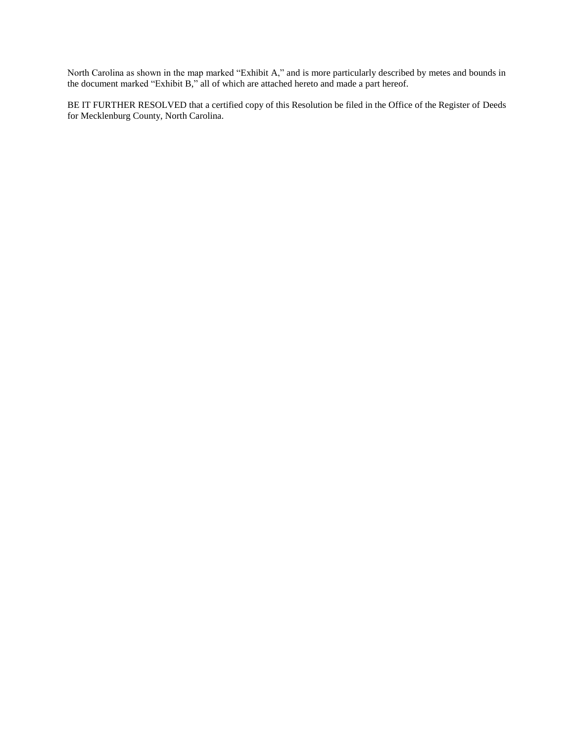North Carolina as shown in the map marked "Exhibit A," and is more particularly described by metes and bounds in the document marked "Exhibit B," all of which are attached hereto and made a part hereof.

BE IT FURTHER RESOLVED that a certified copy of this Resolution be filed in the Office of the Register of Deeds for Mecklenburg County, North Carolina.